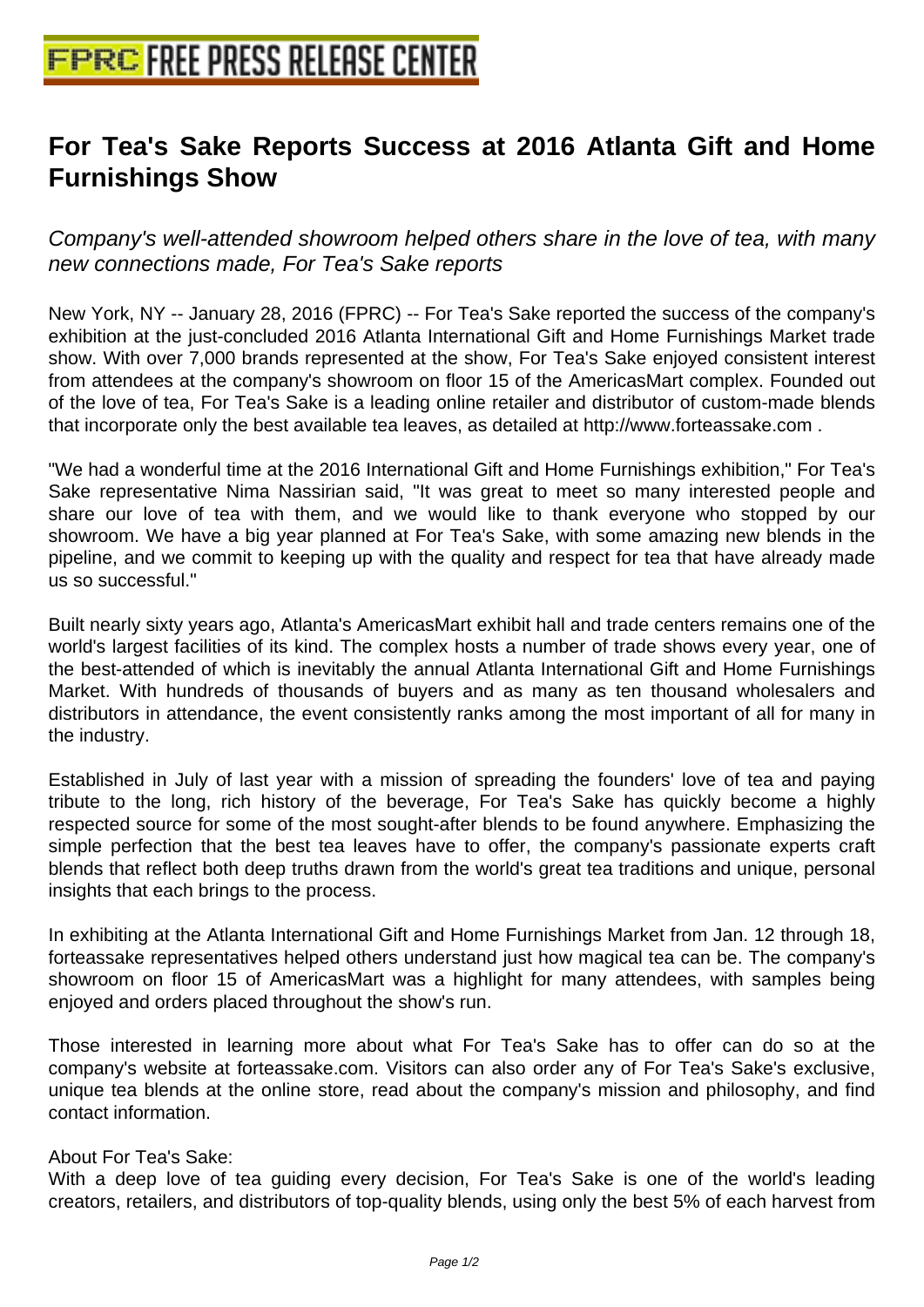# For Tea's Sake Reports Success at 2016 Atlanta Gift and Home Furnishings Show

*Company's well-attended showroom helped others share in the love of tea, with many new connections made, For Tea's Sake reports*

New York, NY -- January 28, 2016 (FPRC) -- For Tea's Sake reported the success of the company's exhibition at the just-concluded 2016 Atlanta International Gift and Home Furnishings Market trade show. With over 7,000 brands represented at the show, For Tea's Sake enjoyed consistent interest from attendees at the company's showroom on floor 15 of the AmericasMart complex. Founded out of the love of tea, For Tea's Sake is a leading online retailer and distributor of custom-made blends that incorporate only the best available tea leaves, as detailed at http://www.forteassake.com .

"We had a wonderful time at the 2016 International Gift and Home Furnishings exhibition," For Tea's Sake representative Nima Nassirian said, "It was great to meet so many interested people and share our love of tea with them, and we would like to thank everyone who stopped by our showroom. We have a big year planned at For Tea's Sake, with some amazing new blends in the pipeline, and we commit to keeping up with the quality and respect for tea that have already made us so successful."

Built nearly sixty years ago, Atlanta's AmericasMart exhibit hall and trade centers remains one of the world's largest facilities of its kind. The complex hosts a number of trade shows every year, one of the best-attended of which is inevitably the annual Atlanta International Gift and Home Furnishings Market. With hundreds of thousands of buyers and as many as ten thousand wholesalers and distributors in attendance, the event consistently ranks among the most important of all for many in the industry.

Established in July of last year with a mission of spreading the founders' love of tea and paying tribute to the long, rich history of the beverage, For Tea's Sake has quickly become a highly respected source for some of the most sought-after blends to be found anywhere. Emphasizing the simple perfection that the best tea leaves have to offer, the company's passionate experts craft blends that reflect both deep truths drawn from the world's great tea traditions and unique, personal insights that each brings to the process.

In exhibiting at the Atlanta International Gift and Home Furnishings Market from Jan. 12 through 18, forteassake representatives helped others understand just how magical tea can be. The company's showroom on floor 15 of AmericasMart was a highlight for many attendees, with samples being enjoyed and orders placed throughout the show's run.

Those interested in learning more about what For Tea's Sake has to offer can do so at the company's website at forteassake.com. Visitors can also order any of For Tea's Sake's exclusive, unique tea blends at the online store, read about the company's mission and philosophy, and find contact information.

About For Tea's Sake:

With a deep love of tea guiding every decision, For Tea's Sake is one of the world's leading creators, retailers, and distributors of top-quality blends, using only the best 5% of each harvest from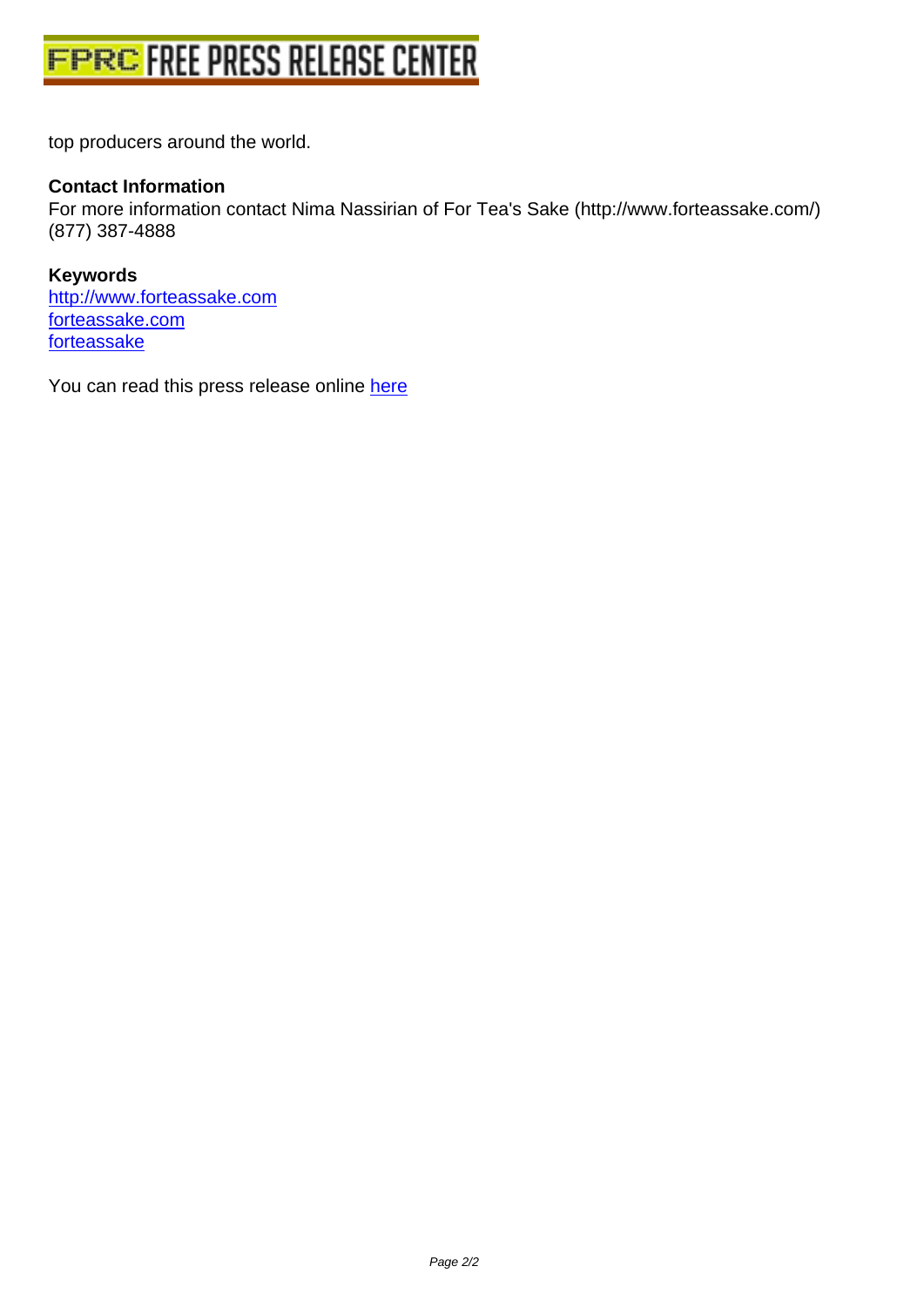top producers around the world.

**Contact Information**
For more information contact Nima Nassirian of For Tea's Sake (http://www.forteassake.com/)
(877) 387-4888

**Keywords**
http://www.forteassake.com
forteassake.com
forteassake

You can read this press release online here